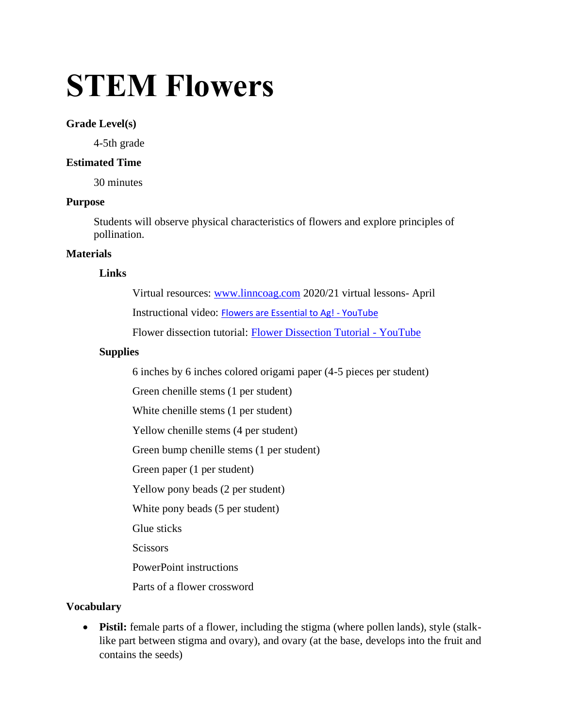# STEM Flowers

**Grade Level(s)**

4-5th grade

**Estimated Time**

30 minutes

**Purpose**

Students will observe physical characteristics of flowers and explore principles of pollination.

**Materials**

**Links**

Virtual resources: www.linncoag.com 2020/21 virtual lessons- April

Instructional video: Flowers are Essential to Ag! - YouTube

Flower dissection tutorial: Flower Dissection Tutorial - YouTube

**Supplies**

6 inches by 6 inches colored origami paper (4-5 pieces per student)

Green chenille stems (1 per student)

White chenille stems (1 per student)

Yellow chenille stems (4 per student)

Green bump chenille stems (1 per student)

Green paper (1 per student)

Yellow pony beads (2 per student)

White pony beads (5 per student)

Glue sticks

Scissors

PowerPoint instructions

Parts of a flower crossword

**Vocabulary**

- **Pistil:** female parts of a flower, including the stigma (where pollen lands), style (stalk-like part between stigma and ovary), and ovary (at the base, develops into the fruit and contains the seeds)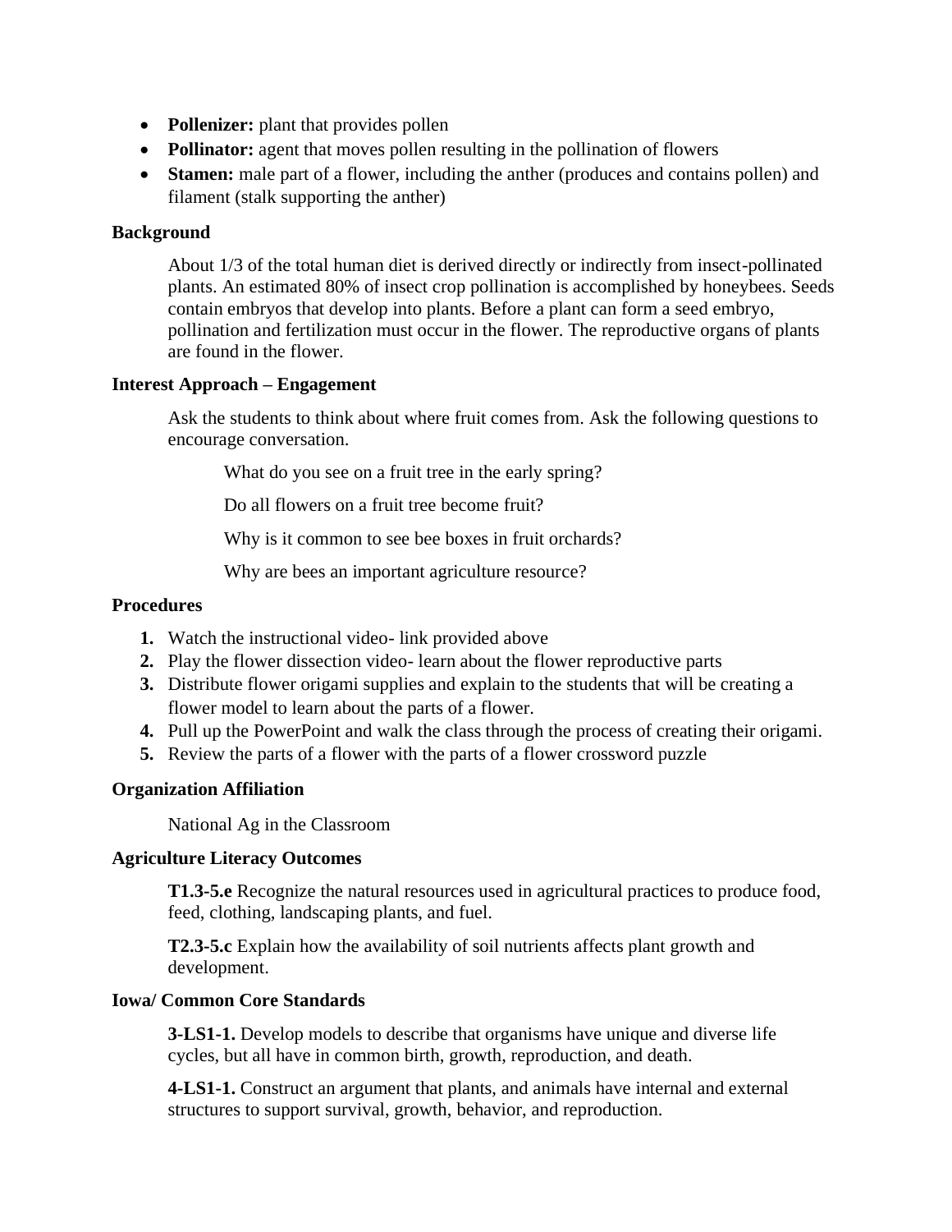- **Pollenizer:** plant that provides pollen
- **Pollinator:** agent that moves pollen resulting in the pollination of flowers
- **Stamen:** male part of a flower, including the anther (produces and contains pollen) and filament (stalk supporting the anther)

**Background**

About 1/3 of the total human diet is derived directly or indirectly from insect-pollinated plants. An estimated 80% of insect crop pollination is accomplished by honeybees. Seeds contain embryos that develop into plants. Before a plant can form a seed embryo, pollination and fertilization must occur in the flower. The reproductive organs of plants are found in the flower.

**Interest Approach – Engagement**

Ask the students to think about where fruit comes from. Ask the following questions to encourage conversation.

What do you see on a fruit tree in the early spring?

Do all flowers on a fruit tree become fruit?

Why is it common to see bee boxes in fruit orchards?

Why are bees an important agriculture resource?

**Procedures**

1. Watch the instructional video- link provided above
2. Play the flower dissection video- learn about the flower reproductive parts
3. Distribute flower origami supplies and explain to the students that will be creating a flower model to learn about the parts of a flower.
4. Pull up the PowerPoint and walk the class through the process of creating their origami.
5. Review the parts of a flower with the parts of a flower crossword puzzle

**Organization Affiliation**

National Ag in the Classroom

**Agriculture Literacy Outcomes**

**T1.3-5.e** Recognize the natural resources used in agricultural practices to produce food, feed, clothing, landscaping plants, and fuel.

**T2.3-5.c** Explain how the availability of soil nutrients affects plant growth and development.

**Iowa/ Common Core Standards**

**3-LS1-1.** Develop models to describe that organisms have unique and diverse life cycles, but all have in common birth, growth, reproduction, and death.

**4-LS1-1.** Construct an argument that plants, and animals have internal and external structures to support survival, growth, behavior, and reproduction.